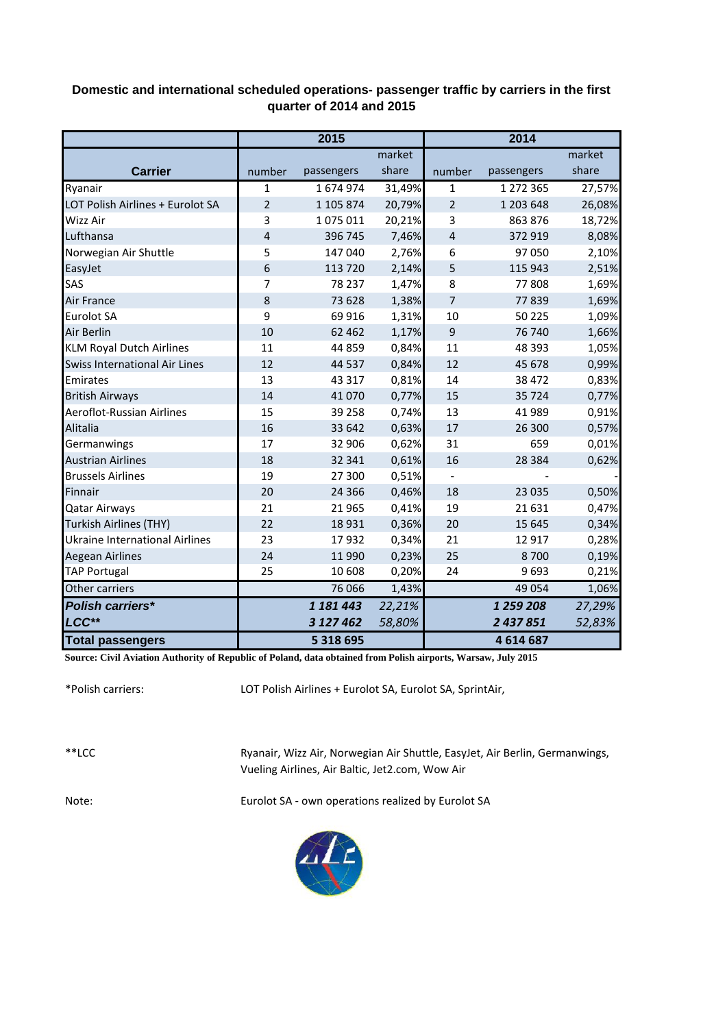**Domestic and international scheduled operations- passenger traffic by carriers in the first quarter of 2014 and 2015**

| Carrier | 2015 | | | 2014 | | |
|---|---|---|---|---|---|---|
| | number | passengers | market share | number | passengers | market share |
| Ryanair | 1 | 1 674 974 | 31,49% | 1 | 1 272 365 | 27,57% |
| LOT Polish Airlines + Eurolot SA | 2 | 1 105 874 | 20,79% | 2 | 1 203 648 | 26,08% |
| Wizz Air | 3 | 1 075 011 | 20,21% | 3 | 863 876 | 18,72% |
| Lufthansa | 4 | 396 745 | 7,46% | 4 | 372 919 | 8,08% |
| Norwegian Air Shuttle | 5 | 147 040 | 2,76% | 6 | 97 050 | 2,10% |
| EasyJet | 6 | 113 720 | 2,14% | 5 | 115 943 | 2,51% |
| SAS | 7 | 78 237 | 1,47% | 8 | 77 808 | 1,69% |
| Air France | 8 | 73 628 | 1,38% | 7 | 77 839 | 1,69% |
| Eurolot SA | 9 | 69 916 | 1,31% | 10 | 50 225 | 1,09% |
| Air Berlin | 10 | 62 462 | 1,17% | 9 | 76 740 | 1,66% |
| KLM Royal Dutch Airlines | 11 | 44 859 | 0,84% | 11 | 48 393 | 1,05% |
| Swiss International Air Lines | 12 | 44 537 | 0,84% | 12 | 45 678 | 0,99% |
| Emirates | 13 | 43 317 | 0,81% | 14 | 38 472 | 0,83% |
| British Airways | 14 | 41 070 | 0,77% | 15 | 35 724 | 0,77% |
| Aeroflot-Russian Airlines | 15 | 39 258 | 0,74% | 13 | 41 989 | 0,91% |
| Alitalia | 16 | 33 642 | 0,63% | 17 | 26 300 | 0,57% |
| Germanwings | 17 | 32 906 | 0,62% | 31 | 659 | 0,01% |
| Austrian Airlines | 18 | 32 341 | 0,61% | 16 | 28 384 | 0,62% |
| Brussels Airlines | 19 | 27 300 | 0,51% | - | - | - |
| Finnair | 20 | 24 366 | 0,46% | 18 | 23 035 | 0,50% |
| Qatar Airways | 21 | 21 965 | 0,41% | 19 | 21 631 | 0,47% |
| Turkish Airlines (THY) | 22 | 18 931 | 0,36% | 20 | 15 645 | 0,34% |
| Ukraine International Airlines | 23 | 17 932 | 0,34% | 21 | 12 917 | 0,28% |
| Aegean Airlines | 24 | 11 990 | 0,23% | 25 | 8 700 | 0,19% |
| TAP Portugal | 25 | 10 608 | 0,20% | 24 | 9 693 | 0,21% |
| Other carriers | | 76 066 | 1,43% | | 49 054 | 1,06% |
| ***Polish carriers**** | | ***1 181 443*** | *22,21%* | | ***1 259 208*** | *27,29%* |
| ***LCC***** | | ***3 127 462*** | *58,80%* | | ***2 437 851*** | *52,83%* |
| **Total passengers** | | **5 318 695** | | | **4 614 687** | |

**Source: Civil Aviation Authority of Republic of Poland, data obtained from Polish airports, Warsaw, July 2015**

*Polish carriers: LOT Polish Airlines + Eurolot SA, Eurolot SA, SprintAir,

**LCC: Ryanair, Wizz Air, Norwegian Air Shuttle, EasyJet, Air Berlin, Germanwings, Vueling Airlines, Air Baltic, Jet2.com, Wow Air

Note: Eurolot SA - own operations realized by Eurolot SA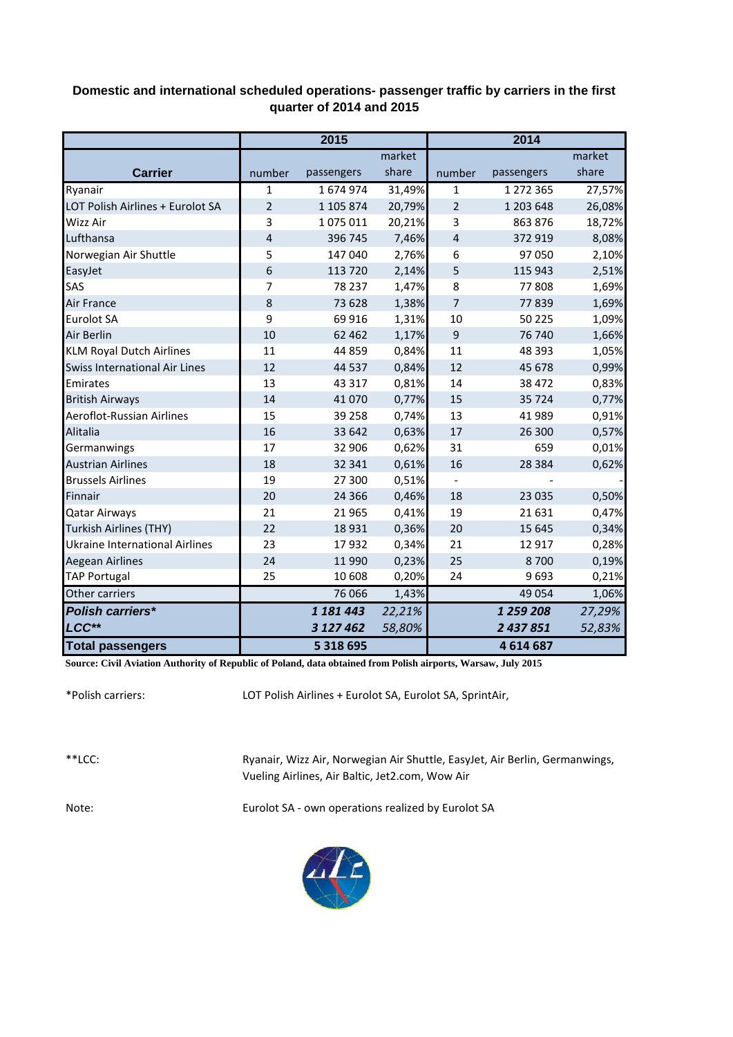**Domestic and international scheduled operations- passenger traffic by carriers in the first quarter of 2014 and 2015**

| Carrier | 2015 | | | 2014 | | |
|---|---|---|---|---|---|---|
| | number | passengers | market share | number | passengers | market share |
| Ryanair | 1 | 1 674 974 | 31,49% | 1 | 1 272 365 | 27,57% |
| LOT Polish Airlines + Eurolot SA | 2 | 1 105 874 | 20,79% | 2 | 1 203 648 | 26,08% |
| Wizz Air | 3 | 1 075 011 | 20,21% | 3 | 863 876 | 18,72% |
| Lufthansa | 4 | 396 745 | 7,46% | 4 | 372 919 | 8,08% |
| Norwegian Air Shuttle | 5 | 147 040 | 2,76% | 6 | 97 050 | 2,10% |
| EasyJet | 6 | 113 720 | 2,14% | 5 | 115 943 | 2,51% |
| SAS | 7 | 78 237 | 1,47% | 8 | 77 808 | 1,69% |
| Air France | 8 | 73 628 | 1,38% | 7 | 77 839 | 1,69% |
| Eurolot SA | 9 | 69 916 | 1,31% | 10 | 50 225 | 1,09% |
| Air Berlin | 10 | 62 462 | 1,17% | 9 | 76 740 | 1,66% |
| KLM Royal Dutch Airlines | 11 | 44 859 | 0,84% | 11 | 48 393 | 1,05% |
| Swiss International Air Lines | 12 | 44 537 | 0,84% | 12 | 45 678 | 0,99% |
| Emirates | 13 | 43 317 | 0,81% | 14 | 38 472 | 0,83% |
| British Airways | 14 | 41 070 | 0,77% | 15 | 35 724 | 0,77% |
| Aeroflot-Russian Airlines | 15 | 39 258 | 0,74% | 13 | 41 989 | 0,91% |
| Alitalia | 16 | 33 642 | 0,63% | 17 | 26 300 | 0,57% |
| Germanwings | 17 | 32 906 | 0,62% | 31 | 659 | 0,01% |
| Austrian Airlines | 18 | 32 341 | 0,61% | 16 | 28 384 | 0,62% |
| Brussels Airlines | 19 | 27 300 | 0,51% | - | - | - |
| Finnair | 20 | 24 366 | 0,46% | 18 | 23 035 | 0,50% |
| Qatar Airways | 21 | 21 965 | 0,41% | 19 | 21 631 | 0,47% |
| Turkish Airlines (THY) | 22 | 18 931 | 0,36% | 20 | 15 645 | 0,34% |
| Ukraine International Airlines | 23 | 17 932 | 0,34% | 21 | 12 917 | 0,28% |
| Aegean Airlines | 24 | 11 990 | 0,23% | 25 | 8 700 | 0,19% |
| TAP Portugal | 25 | 10 608 | 0,20% | 24 | 9 693 | 0,21% |
| Other carriers | | 76 066 | 1,43% | | 49 054 | 1,06% |
| ***Polish carriers**** | | ***1 181 443*** | *22,21%* | | ***1 259 208*** | *27,29%* |
| ***LCC***** | | ***3 127 462*** | *58,80%* | | ***2 437 851*** | *52,83%* |
| **Total passengers** | | **5 318 695** | | | **4 614 687** | |

**Source: Civil Aviation Authority of Republic of Poland, data obtained from Polish airports, Warsaw, July 2015**

*Polish carriers: LOT Polish Airlines + Eurolot SA, Eurolot SA, SprintAir,

**LCC: Ryanair, Wizz Air, Norwegian Air Shuttle, EasyJet, Air Berlin, Germanwings, Vueling Airlines, Air Baltic, Jet2.com, Wow Air

Note: Eurolot SA - own operations realized by Eurolot SA